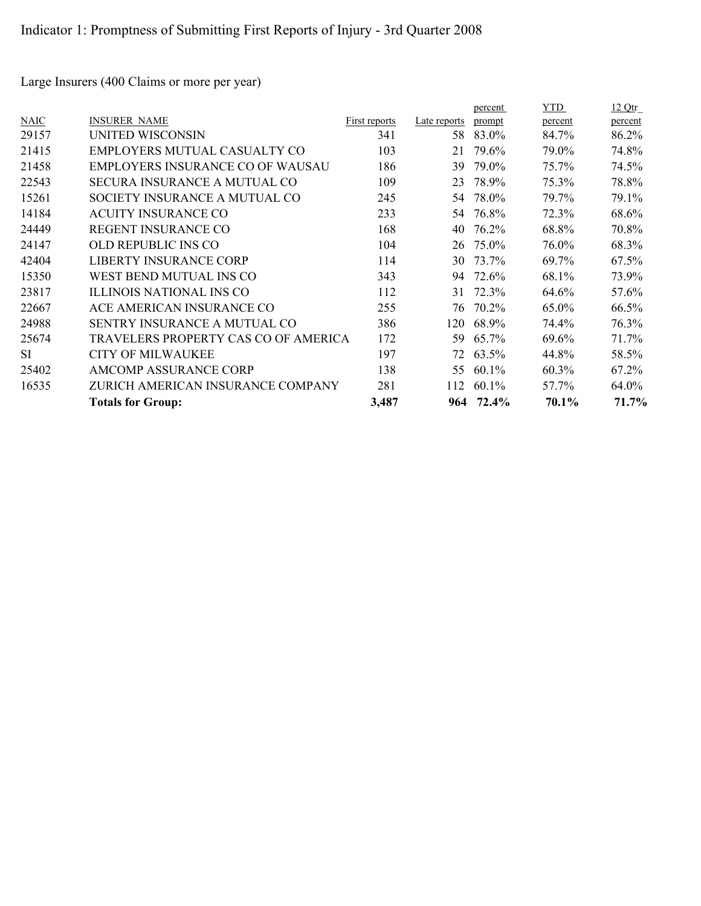# Indicator 1: Promptness of Submitting First Reports of Injury - 3rd Quarter 2008

Large Insurers (400 Claims or more per year)

| NAIC | INSURER_NAME | First reports | Late reports | percent prompt | YTD percent | 12 Qtr percent |
|---|---|---|---|---|---|---|
| 29157 | UNITED WISCONSIN | 341 | 58 | 83.0% | 84.7% | 86.2% |
| 21415 | EMPLOYERS MUTUAL CASUALTY CO | 103 | 21 | 79.6% | 79.0% | 74.8% |
| 21458 | EMPLOYERS INSURANCE CO OF WAUSAU | 186 | 39 | 79.0% | 75.7% | 74.5% |
| 22543 | SECURA INSURANCE A MUTUAL CO | 109 | 23 | 78.9% | 75.3% | 78.8% |
| 15261 | SOCIETY INSURANCE A MUTUAL CO | 245 | 54 | 78.0% | 79.7% | 79.1% |
| 14184 | ACUITY INSURANCE CO | 233 | 54 | 76.8% | 72.3% | 68.6% |
| 24449 | REGENT INSURANCE CO | 168 | 40 | 76.2% | 68.8% | 70.8% |
| 24147 | OLD REPUBLIC INS CO | 104 | 26 | 75.0% | 76.0% | 68.3% |
| 42404 | LIBERTY INSURANCE CORP | 114 | 30 | 73.7% | 69.7% | 67.5% |
| 15350 | WEST BEND MUTUAL INS CO | 343 | 94 | 72.6% | 68.1% | 73.9% |
| 23817 | ILLINOIS NATIONAL INS CO | 112 | 31 | 72.3% | 64.6% | 57.6% |
| 22667 | ACE AMERICAN INSURANCE CO | 255 | 76 | 70.2% | 65.0% | 66.5% |
| 24988 | SENTRY INSURANCE A MUTUAL CO | 386 | 120 | 68.9% | 74.4% | 76.3% |
| 25674 | TRAVELERS PROPERTY CAS CO OF AMERICA | 172 | 59 | 65.7% | 69.6% | 71.7% |
| SI | CITY OF MILWAUKEE | 197 | 72 | 63.5% | 44.8% | 58.5% |
| 25402 | AMCOMP ASSURANCE CORP | 138 | 55 | 60.1% | 60.3% | 67.2% |
| 16535 | ZURICH AMERICAN INSURANCE COMPANY | 281 | 112 | 60.1% | 57.7% | 64.0% |
| | **Totals for Group:** | **3,487** | **964** | **72.4%** | **70.1%** | **71.7%** |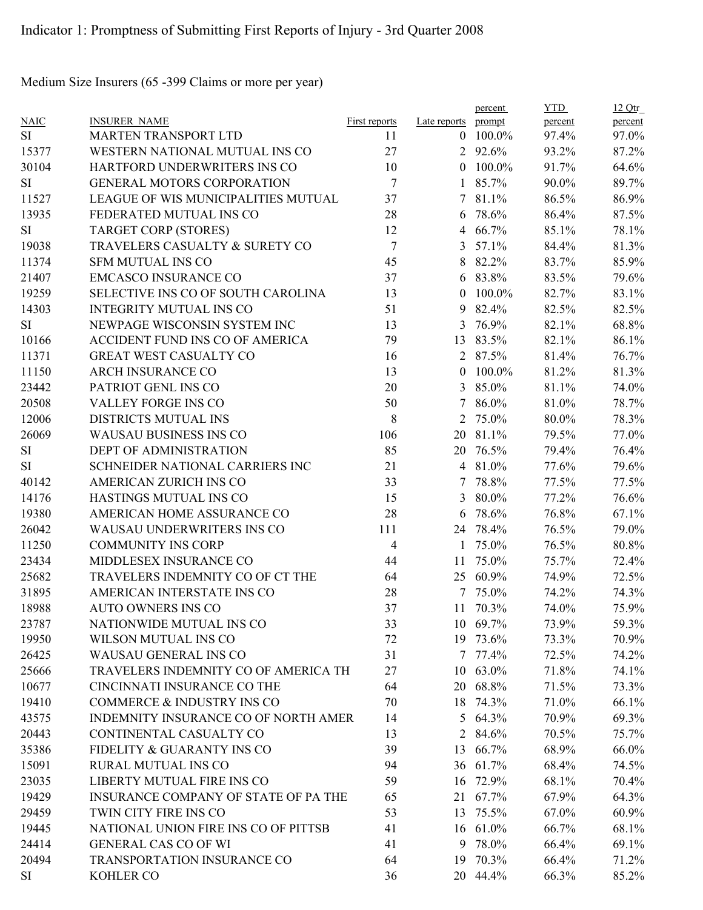Indicator 1: Promptness of Submitting First Reports of Injury - 3rd Quarter 2008

Medium Size Insurers (65 -399 Claims or more per year)

| NAIC | INSURER_NAME | First reports | Late reports | percent prompt | YTD percent | 12 Qtr percent |
|---|---|---|---|---|---|---|
| SI | MARTEN TRANSPORT LTD | 11 | 0 | 100.0% | 97.4% | 97.0% |
| 15377 | WESTERN NATIONAL MUTUAL INS CO | 27 | 2 | 92.6% | 93.2% | 87.2% |
| 30104 | HARTFORD UNDERWRITERS INS CO | 10 | 0 | 100.0% | 91.7% | 64.6% |
| SI | GENERAL MOTORS CORPORATION | 7 | 1 | 85.7% | 90.0% | 89.7% |
| 11527 | LEAGUE OF WIS MUNICIPALITIES MUTUAL | 37 | 7 | 81.1% | 86.5% | 86.9% |
| 13935 | FEDERATED MUTUAL INS CO | 28 | 6 | 78.6% | 86.4% | 87.5% |
| SI | TARGET CORP (STORES) | 12 | 4 | 66.7% | 85.1% | 78.1% |
| 19038 | TRAVELERS CASUALTY & SURETY CO | 7 | 3 | 57.1% | 84.4% | 81.3% |
| 11374 | SFM MUTUAL INS CO | 45 | 8 | 82.2% | 83.7% | 85.9% |
| 21407 | EMCASCO INSURANCE CO | 37 | 6 | 83.8% | 83.5% | 79.6% |
| 19259 | SELECTIVE INS CO OF SOUTH CAROLINA | 13 | 0 | 100.0% | 82.7% | 83.1% |
| 14303 | INTEGRITY MUTUAL INS CO | 51 | 9 | 82.4% | 82.5% | 82.5% |
| SI | NEWPAGE WISCONSIN SYSTEM INC | 13 | 3 | 76.9% | 82.1% | 68.8% |
| 10166 | ACCIDENT FUND INS CO OF AMERICA | 79 | 13 | 83.5% | 82.1% | 86.1% |
| 11371 | GREAT WEST CASUALTY CO | 16 | 2 | 87.5% | 81.4% | 76.7% |
| 11150 | ARCH INSURANCE CO | 13 | 0 | 100.0% | 81.2% | 81.3% |
| 23442 | PATRIOT GENL INS CO | 20 | 3 | 85.0% | 81.1% | 74.0% |
| 20508 | VALLEY FORGE INS CO | 50 | 7 | 86.0% | 81.0% | 78.7% |
| 12006 | DISTRICTS MUTUAL INS | 8 | 2 | 75.0% | 80.0% | 78.3% |
| 26069 | WAUSAU BUSINESS INS CO | 106 | 20 | 81.1% | 79.5% | 77.0% |
| SI | DEPT OF ADMINISTRATION | 85 | 20 | 76.5% | 79.4% | 76.4% |
| SI | SCHNEIDER NATIONAL CARRIERS INC | 21 | 4 | 81.0% | 77.6% | 79.6% |
| 40142 | AMERICAN ZURICH INS CO | 33 | 7 | 78.8% | 77.5% | 77.5% |
| 14176 | HASTINGS MUTUAL INS CO | 15 | 3 | 80.0% | 77.2% | 76.6% |
| 19380 | AMERICAN HOME ASSURANCE CO | 28 | 6 | 78.6% | 76.8% | 67.1% |
| 26042 | WAUSAU UNDERWRITERS INS CO | 111 | 24 | 78.4% | 76.5% | 79.0% |
| 11250 | COMMUNITY INS CORP | 4 | 1 | 75.0% | 76.5% | 80.8% |
| 23434 | MIDDLESEX INSURANCE CO | 44 | 11 | 75.0% | 75.7% | 72.4% |
| 25682 | TRAVELERS INDEMNITY CO OF CT THE | 64 | 25 | 60.9% | 74.9% | 72.5% |
| 31895 | AMERICAN INTERSTATE INS CO | 28 | 7 | 75.0% | 74.2% | 74.3% |
| 18988 | AUTO OWNERS INS CO | 37 | 11 | 70.3% | 74.0% | 75.9% |
| 23787 | NATIONWIDE MUTUAL INS CO | 33 | 10 | 69.7% | 73.9% | 59.3% |
| 19950 | WILSON MUTUAL INS CO | 72 | 19 | 73.6% | 73.3% | 70.9% |
| 26425 | WAUSAU GENERAL INS CO | 31 | 7 | 77.4% | 72.5% | 74.2% |
| 25666 | TRAVELERS INDEMNITY CO OF AMERICA TH | 27 | 10 | 63.0% | 71.8% | 74.1% |
| 10677 | CINCINNATI INSURANCE CO THE | 64 | 20 | 68.8% | 71.5% | 73.3% |
| 19410 | COMMERCE & INDUSTRY INS CO | 70 | 18 | 74.3% | 71.0% | 66.1% |
| 43575 | INDEMNITY INSURANCE CO OF NORTH AMER | 14 | 5 | 64.3% | 70.9% | 69.3% |
| 20443 | CONTINENTAL CASUALTY CO | 13 | 2 | 84.6% | 70.5% | 75.7% |
| 35386 | FIDELITY & GUARANTY INS CO | 39 | 13 | 66.7% | 68.9% | 66.0% |
| 15091 | RURAL MUTUAL INS CO | 94 | 36 | 61.7% | 68.4% | 74.5% |
| 23035 | LIBERTY MUTUAL FIRE INS CO | 59 | 16 | 72.9% | 68.1% | 70.4% |
| 19429 | INSURANCE COMPANY OF STATE OF PA THE | 65 | 21 | 67.7% | 67.9% | 64.3% |
| 29459 | TWIN CITY FIRE INS CO | 53 | 13 | 75.5% | 67.0% | 60.9% |
| 19445 | NATIONAL UNION FIRE INS CO OF PITTSB | 41 | 16 | 61.0% | 66.7% | 68.1% |
| 24414 | GENERAL CAS CO OF WI | 41 | 9 | 78.0% | 66.4% | 69.1% |
| 20494 | TRANSPORTATION INSURANCE CO | 64 | 19 | 70.3% | 66.4% | 71.2% |
| SI | KOHLER CO | 36 | 20 | 44.4% | 66.3% | 85.2% |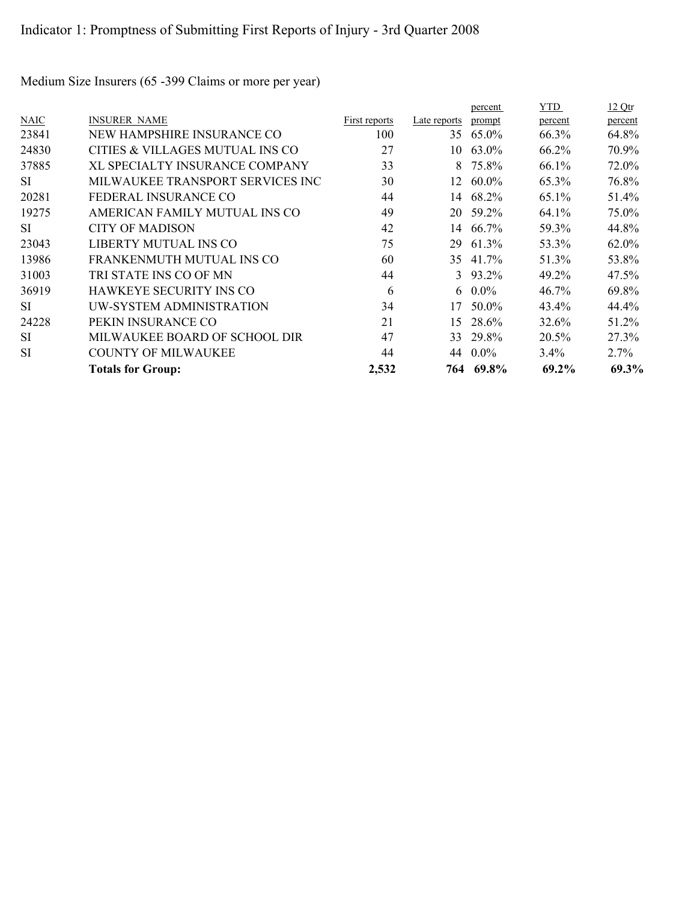# Indicator 1: Promptness of Submitting First Reports of Injury - 3rd Quarter 2008

Medium Size Insurers (65 -399 Claims or more per year)

| NAIC | INSURER NAME | First reports | Late reports | percent prompt | YTD percent | 12 Qtr percent |
|---|---|---|---|---|---|---|
| 23841 | NEW HAMPSHIRE INSURANCE CO | 100 | 35 | 65.0% | 66.3% | 64.8% |
| 24830 | CITIES & VILLAGES MUTUAL INS CO | 27 | 10 | 63.0% | 66.2% | 70.9% |
| 37885 | XL SPECIALTY INSURANCE COMPANY | 33 | 8 | 75.8% | 66.1% | 72.0% |
| SI | MILWAUKEE TRANSPORT SERVICES INC | 30 | 12 | 60.0% | 65.3% | 76.8% |
| 20281 | FEDERAL INSURANCE CO | 44 | 14 | 68.2% | 65.1% | 51.4% |
| 19275 | AMERICAN FAMILY MUTUAL INS CO | 49 | 20 | 59.2% | 64.1% | 75.0% |
| SI | CITY OF MADISON | 42 | 14 | 66.7% | 59.3% | 44.8% |
| 23043 | LIBERTY MUTUAL INS CO | 75 | 29 | 61.3% | 53.3% | 62.0% |
| 13986 | FRANKENMUTH MUTUAL INS CO | 60 | 35 | 41.7% | 51.3% | 53.8% |
| 31003 | TRI STATE INS CO OF MN | 44 | 3 | 93.2% | 49.2% | 47.5% |
| 36919 | HAWKEYE SECURITY INS CO | 6 | 6 | 0.0% | 46.7% | 69.8% |
| SI | UW-SYSTEM ADMINISTRATION | 34 | 17 | 50.0% | 43.4% | 44.4% |
| 24228 | PEKIN INSURANCE CO | 21 | 15 | 28.6% | 32.6% | 51.2% |
| SI | MILWAUKEE BOARD OF SCHOOL DIR | 47 | 33 | 29.8% | 20.5% | 27.3% |
| SI | COUNTY OF MILWAUKEE | 44 | 44 | 0.0% | 3.4% | 2.7% |
| | **Totals for Group:** | **2,532** | **764** | **69.8%** | **69.2%** | **69.3%** |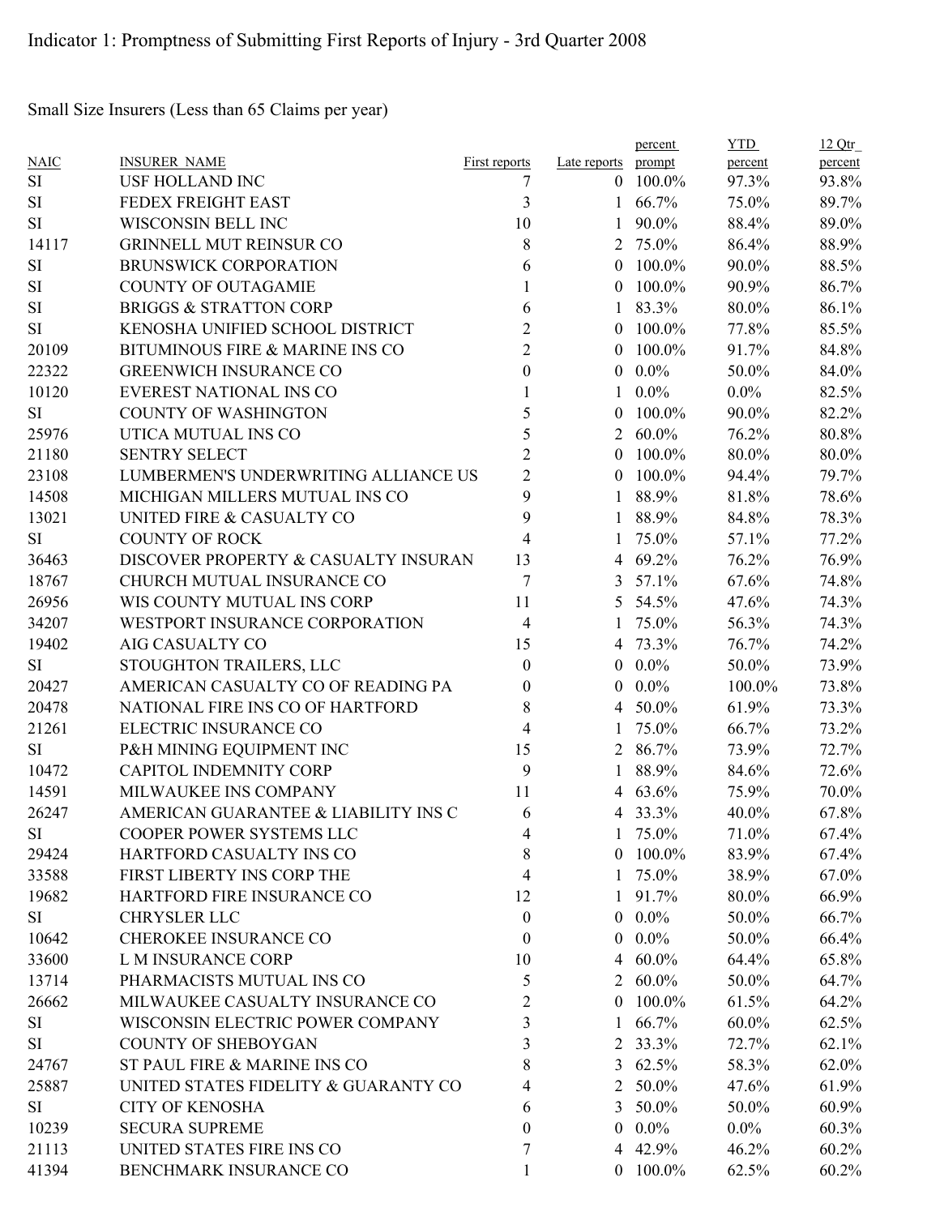Indicator 1: Promptness of Submitting First Reports of Injury - 3rd Quarter 2008

Small Size Insurers (Less than 65 Claims per year)

| NAIC | INSURER_NAME | First reports | Late reports | percent prompt | YTD percent | 12 Qtr percent |
|---|---|---|---|---|---|---|
| SI | USF HOLLAND INC | 7 | 0 | 100.0% | 97.3% | 93.8% |
| SI | FEDEX FREIGHT EAST | 3 | 1 | 66.7% | 75.0% | 89.7% |
| SI | WISCONSIN BELL INC | 10 | 1 | 90.0% | 88.4% | 89.0% |
| 14117 | GRINNELL MUT REINSUR CO | 8 | 2 | 75.0% | 86.4% | 88.9% |
| SI | BRUNSWICK CORPORATION | 6 | 0 | 100.0% | 90.0% | 88.5% |
| SI | COUNTY OF OUTAGAMIE | 1 | 0 | 100.0% | 90.9% | 86.7% |
| SI | BRIGGS & STRATTON CORP | 6 | 1 | 83.3% | 80.0% | 86.1% |
| SI | KENOSHA UNIFIED SCHOOL DISTRICT | 2 | 0 | 100.0% | 77.8% | 85.5% |
| 20109 | BITUMINOUS FIRE & MARINE INS CO | 2 | 0 | 100.0% | 91.7% | 84.8% |
| 22322 | GREENWICH INSURANCE CO | 0 | 0 | 0.0% | 50.0% | 84.0% |
| 10120 | EVEREST NATIONAL INS CO | 1 | 1 | 0.0% | 0.0% | 82.5% |
| SI | COUNTY OF WASHINGTON | 5 | 0 | 100.0% | 90.0% | 82.2% |
| 25976 | UTICA MUTUAL INS CO | 5 | 2 | 60.0% | 76.2% | 80.8% |
| 21180 | SENTRY SELECT | 2 | 0 | 100.0% | 80.0% | 80.0% |
| 23108 | LUMBERMEN'S UNDERWRITING ALLIANCE US | 2 | 0 | 100.0% | 94.4% | 79.7% |
| 14508 | MICHIGAN MILLERS MUTUAL INS CO | 9 | 1 | 88.9% | 81.8% | 78.6% |
| 13021 | UNITED FIRE & CASUALTY CO | 9 | 1 | 88.9% | 84.8% | 78.3% |
| SI | COUNTY OF ROCK | 4 | 1 | 75.0% | 57.1% | 77.2% |
| 36463 | DISCOVER PROPERTY & CASUALTY INSURAN | 13 | 4 | 69.2% | 76.2% | 76.9% |
| 18767 | CHURCH MUTUAL INSURANCE CO | 7 | 3 | 57.1% | 67.6% | 74.8% |
| 26956 | WIS COUNTY MUTUAL INS CORP | 11 | 5 | 54.5% | 47.6% | 74.3% |
| 34207 | WESTPORT INSURANCE CORPORATION | 4 | 1 | 75.0% | 56.3% | 74.3% |
| 19402 | AIG CASUALTY CO | 15 | 4 | 73.3% | 76.7% | 74.2% |
| SI | STOUGHTON TRAILERS, LLC | 0 | 0 | 0.0% | 50.0% | 73.9% |
| 20427 | AMERICAN CASUALTY CO OF READING PA | 0 | 0 | 0.0% | 100.0% | 73.8% |
| 20478 | NATIONAL FIRE INS CO OF HARTFORD | 8 | 4 | 50.0% | 61.9% | 73.3% |
| 21261 | ELECTRIC INSURANCE CO | 4 | 1 | 75.0% | 66.7% | 73.2% |
| SI | P&H MINING EQUIPMENT INC | 15 | 2 | 86.7% | 73.9% | 72.7% |
| 10472 | CAPITOL INDEMNITY CORP | 9 | 1 | 88.9% | 84.6% | 72.6% |
| 14591 | MILWAUKEE INS COMPANY | 11 | 4 | 63.6% | 75.9% | 70.0% |
| 26247 | AMERICAN GUARANTEE & LIABILITY INS C | 6 | 4 | 33.3% | 40.0% | 67.8% |
| SI | COOPER POWER SYSTEMS LLC | 4 | 1 | 75.0% | 71.0% | 67.4% |
| 29424 | HARTFORD CASUALTY INS CO | 8 | 0 | 100.0% | 83.9% | 67.4% |
| 33588 | FIRST LIBERTY INS CORP THE | 4 | 1 | 75.0% | 38.9% | 67.0% |
| 19682 | HARTFORD FIRE INSURANCE CO | 12 | 1 | 91.7% | 80.0% | 66.9% |
| SI | CHRYSLER LLC | 0 | 0 | 0.0% | 50.0% | 66.7% |
| 10642 | CHEROKEE INSURANCE CO | 0 | 0 | 0.0% | 50.0% | 66.4% |
| 33600 | L M INSURANCE CORP | 10 | 4 | 60.0% | 64.4% | 65.8% |
| 13714 | PHARMACISTS MUTUAL INS CO | 5 | 2 | 60.0% | 50.0% | 64.7% |
| 26662 | MILWAUKEE CASUALTY INSURANCE CO | 2 | 0 | 100.0% | 61.5% | 64.2% |
| SI | WISCONSIN ELECTRIC POWER COMPANY | 3 | 1 | 66.7% | 60.0% | 62.5% |
| SI | COUNTY OF SHEBOYGAN | 3 | 2 | 33.3% | 72.7% | 62.1% |
| 24767 | ST PAUL FIRE & MARINE INS CO | 8 | 3 | 62.5% | 58.3% | 62.0% |
| 25887 | UNITED STATES FIDELITY & GUARANTY CO | 4 | 2 | 50.0% | 47.6% | 61.9% |
| SI | CITY OF KENOSHA | 6 | 3 | 50.0% | 50.0% | 60.9% |
| 10239 | SECURA SUPREME | 0 | 0 | 0.0% | 0.0% | 60.3% |
| 21113 | UNITED STATES FIRE INS CO | 7 | 4 | 42.9% | 46.2% | 60.2% |
| 41394 | BENCHMARK INSURANCE CO | 1 | 0 | 100.0% | 62.5% | 60.2% |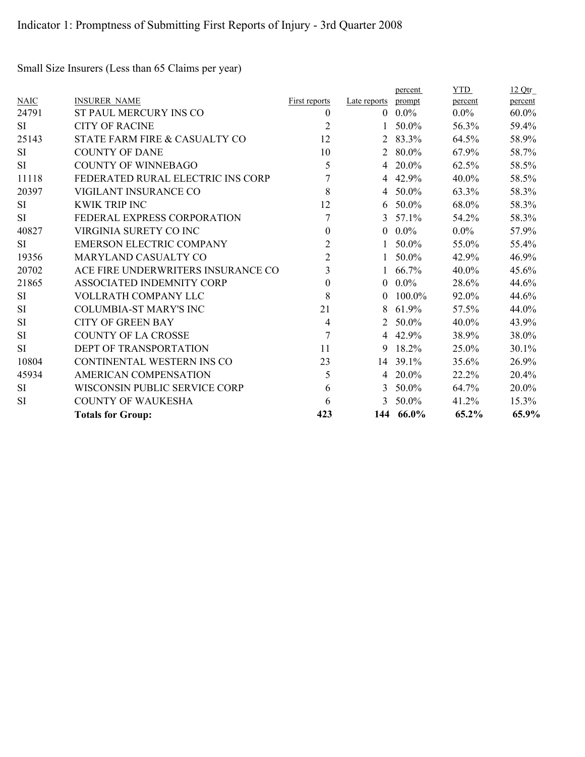# Indicator 1: Promptness of Submitting First Reports of Injury - 3rd Quarter 2008

## Small Size Insurers (Less than 65 Claims per year)

| NAIC | INSURER NAME | First reports | Late reports | percent prompt | YTD percent | 12 Qtr percent |
|---|---|---|---|---|---|---|
| 24791 | ST PAUL MERCURY INS CO | 0 | 0 | 0.0% | 0.0% | 60.0% |
| SI | CITY OF RACINE | 2 | 1 | 50.0% | 56.3% | 59.4% |
| 25143 | STATE FARM FIRE & CASUALTY CO | 12 | 2 | 83.3% | 64.5% | 58.9% |
| SI | COUNTY OF DANE | 10 | 2 | 80.0% | 67.9% | 58.7% |
| SI | COUNTY OF WINNEBAGO | 5 | 4 | 20.0% | 62.5% | 58.5% |
| 11118 | FEDERATED RURAL ELECTRIC INS CORP | 7 | 4 | 42.9% | 40.0% | 58.5% |
| 20397 | VIGILANT INSURANCE CO | 8 | 4 | 50.0% | 63.3% | 58.3% |
| SI | KWIK TRIP INC | 12 | 6 | 50.0% | 68.0% | 58.3% |
| SI | FEDERAL EXPRESS CORPORATION | 7 | 3 | 57.1% | 54.2% | 58.3% |
| 40827 | VIRGINIA SURETY CO INC | 0 | 0 | 0.0% | 0.0% | 57.9% |
| SI | EMERSON ELECTRIC COMPANY | 2 | 1 | 50.0% | 55.0% | 55.4% |
| 19356 | MARYLAND CASUALTY CO | 2 | 1 | 50.0% | 42.9% | 46.9% |
| 20702 | ACE FIRE UNDERWRITERS INSURANCE CO | 3 | 1 | 66.7% | 40.0% | 45.6% |
| 21865 | ASSOCIATED INDEMNITY CORP | 0 | 0 | 0.0% | 28.6% | 44.6% |
| SI | VOLLRATH COMPANY LLC | 8 | 0 | 100.0% | 92.0% | 44.6% |
| SI | COLUMBIA-ST MARY'S INC | 21 | 8 | 61.9% | 57.5% | 44.0% |
| SI | CITY OF GREEN BAY | 4 | 2 | 50.0% | 40.0% | 43.9% |
| SI | COUNTY OF LA CROSSE | 7 | 4 | 42.9% | 38.9% | 38.0% |
| SI | DEPT OF TRANSPORTATION | 11 | 9 | 18.2% | 25.0% | 30.1% |
| 10804 | CONTINENTAL WESTERN INS CO | 23 | 14 | 39.1% | 35.6% | 26.9% |
| 45934 | AMERICAN COMPENSATION | 5 | 4 | 20.0% | 22.2% | 20.4% |
| SI | WISCONSIN PUBLIC SERVICE CORP | 6 | 3 | 50.0% | 64.7% | 20.0% |
| SI | COUNTY OF WAUKESHA | 6 | 3 | 50.0% | 41.2% | 15.3% |
| | **Totals for Group:** | **423** | **144** | **66.0%** | **65.2%** | **65.9%** |